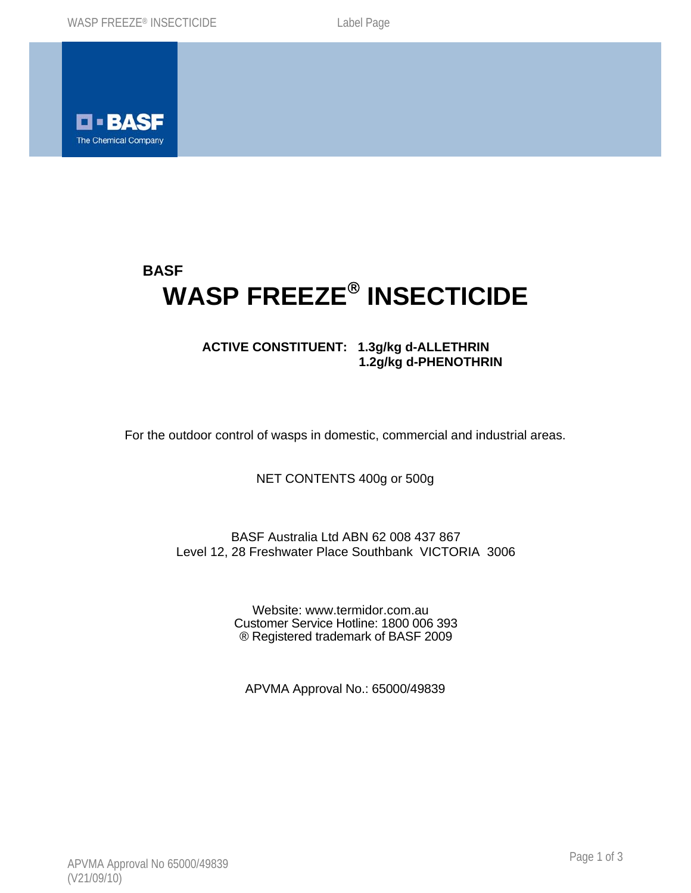**BASF**

# WASP FREEZE® INSECTICIDE

**ACTIVE CONSTITUENT: 1.3g/kg d-ALLETHRIN**
**1.2g/kg d-PHENOTHRIN**

For the outdoor control of wasps in domestic, commercial and industrial areas.

NET CONTENTS 400g or 500g

BASF Australia Ltd ABN 62 008 437 867
Level 12, 28 Freshwater Place Southbank VICTORIA 3006

Website: www.termidor.com.au
Customer Service Hotline: 1800 006 393
® Registered trademark of BASF 2009

APVMA Approval No.: 65000/49839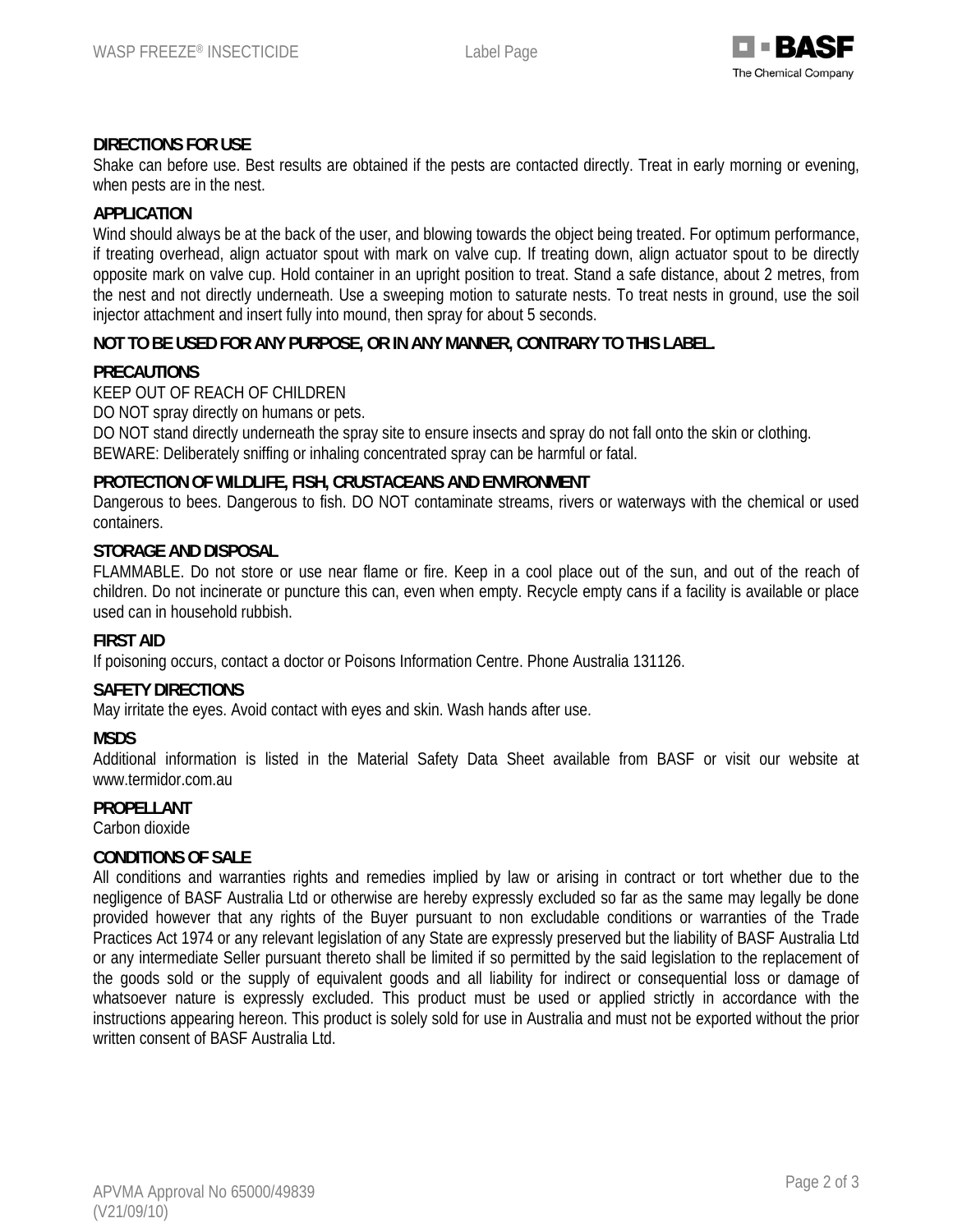## DIRECTIONS FOR USE

Shake can before use. Best results are obtained if the pests are contacted directly. Treat in early morning or evening, when pests are in the nest.

## APPLICATION

Wind should always be at the back of the user, and blowing towards the object being treated. For optimum performance, if treating overhead, align actuator spout with mark on valve cup. If treating down, align actuator spout to be directly opposite mark on valve cup. Hold container in an upright position to treat. Stand a safe distance, about 2 metres, from the nest and not directly underneath. Use a sweeping motion to saturate nests. To treat nests in ground, use the soil injector attachment and insert fully into mound, then spray for about 5 seconds.

**NOT TO BE USED FOR ANY PURPOSE, OR IN ANY MANNER, CONTRARY TO THIS LABEL.**

## PRECAUTIONS

KEEP OUT OF REACH OF CHILDREN
DO NOT spray directly on humans or pets.
DO NOT stand directly underneath the spray site to ensure insects and spray do not fall onto the skin or clothing.
BEWARE: Deliberately sniffing or inhaling concentrated spray can be harmful or fatal.

## PROTECTION OF WILDLIFE, FISH, CRUSTACEANS AND ENVIRONMENT

Dangerous to bees. Dangerous to fish. DO NOT contaminate streams, rivers or waterways with the chemical or used containers.

## STORAGE AND DISPOSAL

FLAMMABLE. Do not store or use near flame or fire. Keep in a cool place out of the sun, and out of the reach of children. Do not incinerate or puncture this can, even when empty. Recycle empty cans if a facility is available or place used can in household rubbish.

## FIRST AID

If poisoning occurs, contact a doctor or Poisons Information Centre. Phone Australia 131126.

## SAFETY DIRECTIONS

May irritate the eyes. Avoid contact with eyes and skin. Wash hands after use.

## MSDS

Additional information is listed in the Material Safety Data Sheet available from BASF or visit our website at www.termidor.com.au

## PROPELLANT

Carbon dioxide

## CONDITIONS OF SALE

All conditions and warranties rights and remedies implied by law or arising in contract or tort whether due to the negligence of BASF Australia Ltd or otherwise are hereby expressly excluded so far as the same may legally be done provided however that any rights of the Buyer pursuant to non excludable conditions or warranties of the Trade Practices Act 1974 or any relevant legislation of any State are expressly preserved but the liability of BASF Australia Ltd or any intermediate Seller pursuant thereto shall be limited if so permitted by the said legislation to the replacement of the goods sold or the supply of equivalent goods and all liability for indirect or consequential loss or damage of whatsoever nature is expressly excluded. This product must be used or applied strictly in accordance with the instructions appearing hereon. This product is solely sold for use in Australia and must not be exported without the prior written consent of BASF Australia Ltd.

APVMA Approval No 65000/49839
(V21/09/10)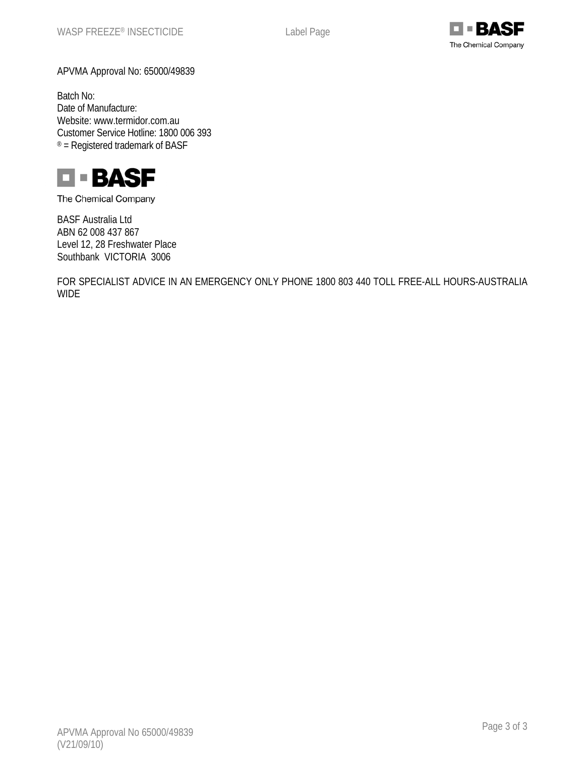APVMA Approval No: 65000/49839

Batch No:
Date of Manufacture:
Website: www.termidor.com.au
Customer Service Hotline: 1800 006 393
® = Registered trademark of BASF

BASF
The Chemical Company

BASF Australia Ltd
ABN 62 008 437 867
Level 12, 28 Freshwater Place
Southbank VICTORIA 3006

FOR SPECIALIST ADVICE IN AN EMERGENCY ONLY PHONE 1800 803 440 TOLL FREE-ALL HOURS-AUSTRALIA WIDE